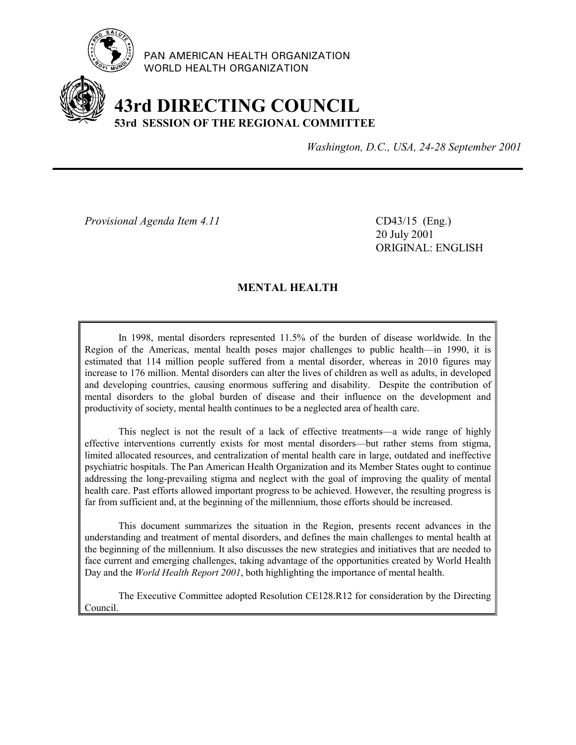PAN AMERICAN HEALTH ORGANIZATION
WORLD HEALTH ORGANIZATION

# 43rd DIRECTING COUNCIL
## 53rd SESSION OF THE REGIONAL COMMITTEE

*Washington, D.C., USA, 24-28 September 2001*

---

*Provisional Agenda Item 4.11*

CD43/15 (Eng.)
20 July 2001
ORIGINAL: ENGLISH

## MENTAL HEALTH

In 1998, mental disorders represented 11.5% of the burden of disease worldwide. In the Region of the Americas, mental health poses major challenges to public health—in 1990, it is estimated that 114 million people suffered from a mental disorder, whereas in 2010 figures may increase to 176 million. Mental disorders can alter the lives of children as well as adults, in developed and developing countries, causing enormous suffering and disability. Despite the contribution of mental disorders to the global burden of disease and their influence on the development and productivity of society, mental health continues to be a neglected area of health care.

This neglect is not the result of a lack of effective treatments—a wide range of highly effective interventions currently exists for most mental disorders—but rather stems from stigma, limited allocated resources, and centralization of mental health care in large, outdated and ineffective psychiatric hospitals. The Pan American Health Organization and its Member States ought to continue addressing the long-prevailing stigma and neglect with the goal of improving the quality of mental health care. Past efforts allowed important progress to be achieved. However, the resulting progress is far from sufficient and, at the beginning of the millennium, those efforts should be increased.

This document summarizes the situation in the Region, presents recent advances in the understanding and treatment of mental disorders, and defines the main challenges to mental health at the beginning of the millennium. It also discusses the new strategies and initiatives that are needed to face current and emerging challenges, taking advantage of the opportunities created by World Health Day and the *World Health Report 2001*, both highlighting the importance of mental health.

The Executive Committee adopted Resolution CE128.R12 for consideration by the Directing Council.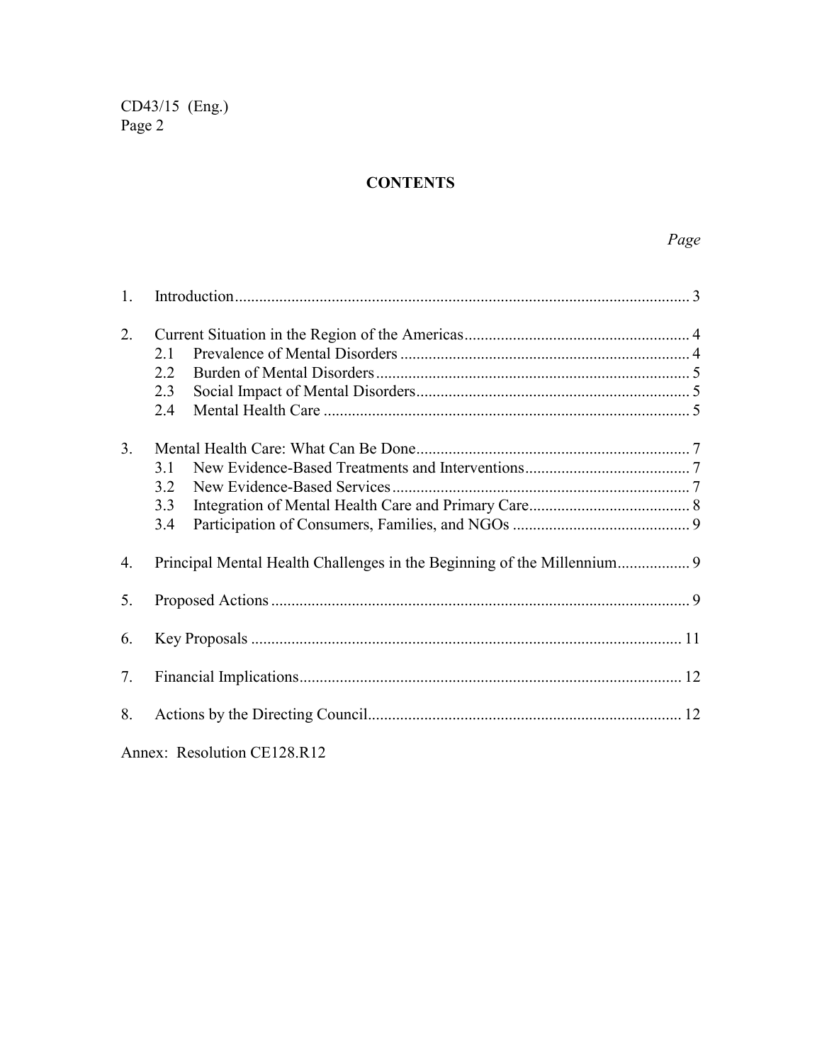## CONTENTS

| | | Page |
|---|---|---|
| 1. | Introduction | 3 |
| 2. | Current Situation in the Region of the Americas | 4 |
| | 2.1 Prevalence of Mental Disorders | 4 |
| | 2.2 Burden of Mental Disorders | 5 |
| | 2.3 Social Impact of Mental Disorders | 5 |
| | 2.4 Mental Health Care | 5 |
| 3. | Mental Health Care: What Can Be Done | 7 |
| | 3.1 New Evidence-Based Treatments and Interventions | 7 |
| | 3.2 New Evidence-Based Services | 7 |
| | 3.3 Integration of Mental Health Care and Primary Care | 8 |
| | 3.4 Participation of Consumers, Families, and NGOs | 9 |
| 4. | Principal Mental Health Challenges in the Beginning of the Millennium | 9 |
| 5. | Proposed Actions | 9 |
| 6. | Key Proposals | 11 |
| 7. | Financial Implications | 12 |
| 8. | Actions by the Directing Council | 12 |

Annex: Resolution CE128.R12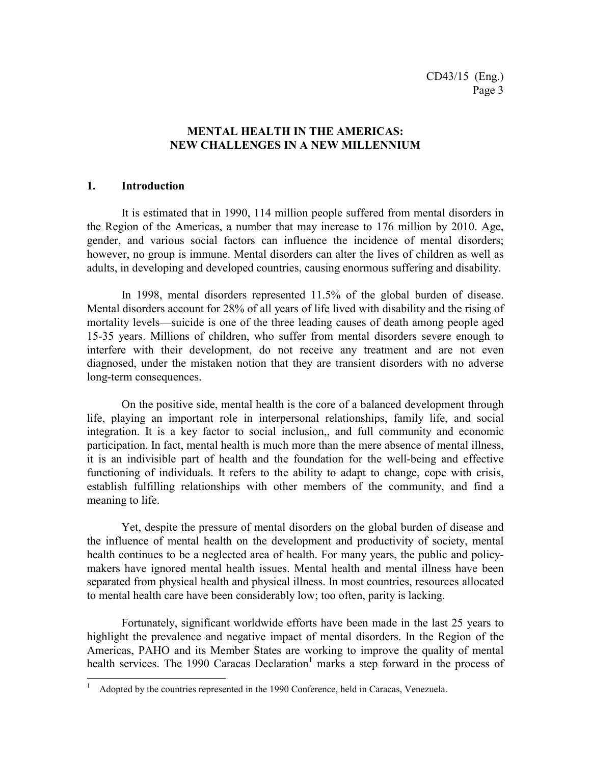## MENTAL HEALTH IN THE AMERICAS: NEW CHALLENGES IN A NEW MILLENNIUM

### 1. Introduction

It is estimated that in 1990, 114 million people suffered from mental disorders in the Region of the Americas, a number that may increase to 176 million by 2010. Age, gender, and various social factors can influence the incidence of mental disorders; however, no group is immune. Mental disorders can alter the lives of children as well as adults, in developing and developed countries, causing enormous suffering and disability.

In 1998, mental disorders represented 11.5% of the global burden of disease. Mental disorders account for 28% of all years of life lived with disability and the rising of mortality levels—suicide is one of the three leading causes of death among people aged 15-35 years. Millions of children, who suffer from mental disorders severe enough to interfere with their development, do not receive any treatment and are not even diagnosed, under the mistaken notion that they are transient disorders with no adverse long-term consequences.

On the positive side, mental health is the core of a balanced development through life, playing an important role in interpersonal relationships, family life, and social integration. It is a key factor to social inclusion,, and full community and economic participation. In fact, mental health is much more than the mere absence of mental illness, it is an indivisible part of health and the foundation for the well-being and effective functioning of individuals. It refers to the ability to adapt to change, cope with crisis, establish fulfilling relationships with other members of the community, and find a meaning to life.

Yet, despite the pressure of mental disorders on the global burden of disease and the influence of mental health on the development and productivity of society, mental health continues to be a neglected area of health. For many years, the public and policy-makers have ignored mental health issues. Mental health and mental illness have been separated from physical health and physical illness. In most countries, resources allocated to mental health care have been considerably low; too often, parity is lacking.

Fortunately, significant worldwide efforts have been made in the last 25 years to highlight the prevalence and negative impact of mental disorders. In the Region of the Americas, PAHO and its Member States are working to improve the quality of mental health services. The 1990 Caracas Declaration[1] marks a step forward in the process of

[1] Adopted by the countries represented in the 1990 Conference, held in Caracas, Venezuela.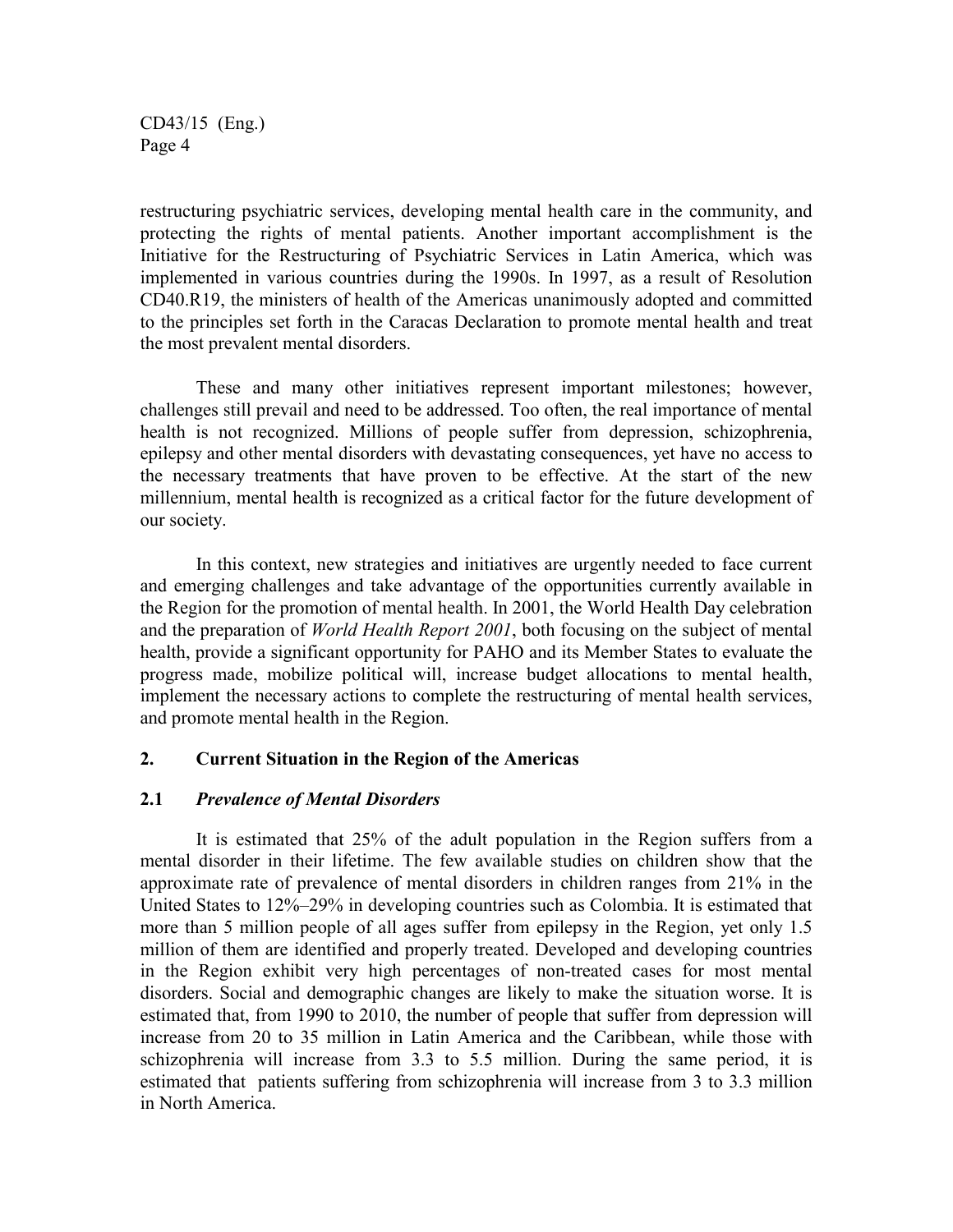restructuring psychiatric services, developing mental health care in the community, and protecting the rights of mental patients. Another important accomplishment is the Initiative for the Restructuring of Psychiatric Services in Latin America, which was implemented in various countries during the 1990s. In 1997, as a result of Resolution CD40.R19, the ministers of health of the Americas unanimously adopted and committed to the principles set forth in the Caracas Declaration to promote mental health and treat the most prevalent mental disorders.

These and many other initiatives represent important milestones; however, challenges still prevail and need to be addressed. Too often, the real importance of mental health is not recognized. Millions of people suffer from depression, schizophrenia, epilepsy and other mental disorders with devastating consequences, yet have no access to the necessary treatments that have proven to be effective. At the start of the new millennium, mental health is recognized as a critical factor for the future development of our society.

In this context, new strategies and initiatives are urgently needed to face current and emerging challenges and take advantage of the opportunities currently available in the Region for the promotion of mental health. In 2001, the World Health Day celebration and the preparation of *World Health Report 2001*, both focusing on the subject of mental health, provide a significant opportunity for PAHO and its Member States to evaluate the progress made, mobilize political will, increase budget allocations to mental health, implement the necessary actions to complete the restructuring of mental health services, and promote mental health in the Region.

## 2. Current Situation in the Region of the Americas

### 2.1 *Prevalence of Mental Disorders*

It is estimated that 25% of the adult population in the Region suffers from a mental disorder in their lifetime. The few available studies on children show that the approximate rate of prevalence of mental disorders in children ranges from 21% in the United States to 12%–29% in developing countries such as Colombia. It is estimated that more than 5 million people of all ages suffer from epilepsy in the Region, yet only 1.5 million of them are identified and properly treated. Developed and developing countries in the Region exhibit very high percentages of non-treated cases for most mental disorders. Social and demographic changes are likely to make the situation worse. It is estimated that, from 1990 to 2010, the number of people that suffer from depression will increase from 20 to 35 million in Latin America and the Caribbean, while those with schizophrenia will increase from 3.3 to 5.5 million. During the same period, it is estimated that patients suffering from schizophrenia will increase from 3 to 3.3 million in North America.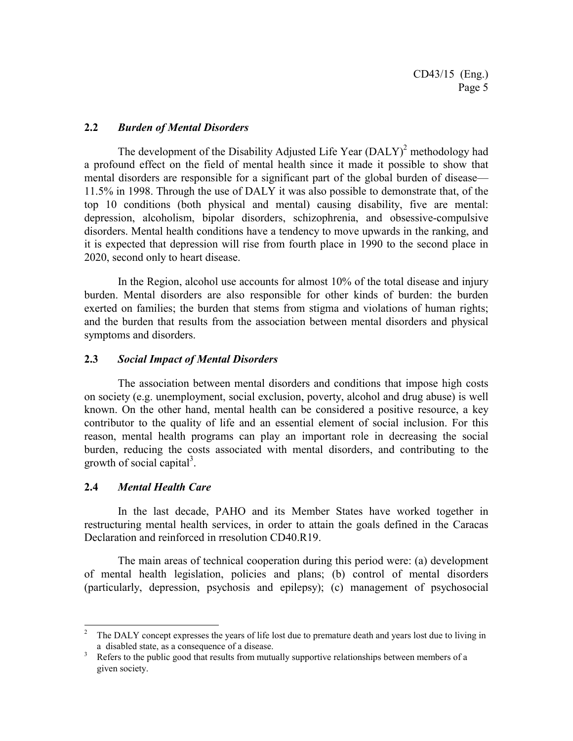### 2.2 *Burden of Mental Disorders*

The development of the Disability Adjusted Life Year (DALY)[2] methodology had a profound effect on the field of mental health since it made it possible to show that mental disorders are responsible for a significant part of the global burden of disease—11.5% in 1998. Through the use of DALY it was also possible to demonstrate that, of the top 10 conditions (both physical and mental) causing disability, five are mental: depression, alcoholism, bipolar disorders, schizophrenia, and obsessive-compulsive disorders. Mental health conditions have a tendency to move upwards in the ranking, and it is expected that depression will rise from fourth place in 1990 to the second place in 2020, second only to heart disease.

In the Region, alcohol use accounts for almost 10% of the total disease and injury burden. Mental disorders are also responsible for other kinds of burden: the burden exerted on families; the burden that stems from stigma and violations of human rights; and the burden that results from the association between mental disorders and physical symptoms and disorders.

### 2.3 *Social Impact of Mental Disorders*

The association between mental disorders and conditions that impose high costs on society (e.g. unemployment, social exclusion, poverty, alcohol and drug abuse) is well known. On the other hand, mental health can be considered a positive resource, a key contributor to the quality of life and an essential element of social inclusion. For this reason, mental health programs can play an important role in decreasing the social burden, reducing the costs associated with mental disorders, and contributing to the growth of social capital[3].

### 2.4 *Mental Health Care*

In the last decade, PAHO and its Member States have worked together in restructuring mental health services, in order to attain the goals defined in the Caracas Declaration and reinforced in rresolution CD40.R19.

The main areas of technical cooperation during this period were: (a) development of mental health legislation, policies and plans; (b) control of mental disorders (particularly, depression, psychosis and epilepsy); (c) management of psychosocial

---

[2] The DALY concept expresses the years of life lost due to premature death and years lost due to living in a disabled state, as a consequence of a disease.

[3] Refers to the public good that results from mutually supportive relationships between members of a given society.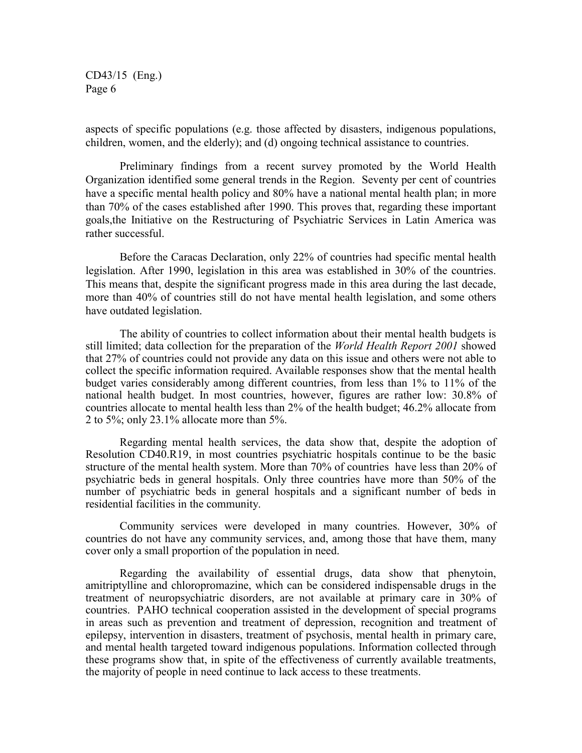aspects of specific populations (e.g. those affected by disasters, indigenous populations, children, women, and the elderly); and (d) ongoing technical assistance to countries.

Preliminary findings from a recent survey promoted by the World Health Organization identified some general trends in the Region. Seventy per cent of countries have a specific mental health policy and 80% have a national mental health plan; in more than 70% of the cases established after 1990. This proves that, regarding these important goals,the Initiative on the Restructuring of Psychiatric Services in Latin America was rather successful.

Before the Caracas Declaration, only 22% of countries had specific mental health legislation. After 1990, legislation in this area was established in 30% of the countries. This means that, despite the significant progress made in this area during the last decade, more than 40% of countries still do not have mental health legislation, and some others have outdated legislation.

The ability of countries to collect information about their mental health budgets is still limited; data collection for the preparation of the *World Health Report 2001* showed that 27% of countries could not provide any data on this issue and others were not able to collect the specific information required. Available responses show that the mental health budget varies considerably among different countries, from less than 1% to 11% of the national health budget. In most countries, however, figures are rather low: 30.8% of countries allocate to mental health less than 2% of the health budget; 46.2% allocate from 2 to 5%; only 23.1% allocate more than 5%.

Regarding mental health services, the data show that, despite the adoption of Resolution CD40.R19, in most countries psychiatric hospitals continue to be the basic structure of the mental health system. More than 70% of countries have less than 20% of psychiatric beds in general hospitals. Only three countries have more than 50% of the number of psychiatric beds in general hospitals and a significant number of beds in residential facilities in the community.

Community services were developed in many countries. However, 30% of countries do not have any community services, and, among those that have them, many cover only a small proportion of the population in need.

Regarding the availability of essential drugs, data show that phenytoin, amitriptylline and chloropromazine, which can be considered indispensable drugs in the treatment of neuropsychiatric disorders, are not available at primary care in 30% of countries. PAHO technical cooperation assisted in the development of special programs in areas such as prevention and treatment of depression, recognition and treatment of epilepsy, intervention in disasters, treatment of psychosis, mental health in primary care, and mental health targeted toward indigenous populations. Information collected through these programs show that, in spite of the effectiveness of currently available treatments, the majority of people in need continue to lack access to these treatments.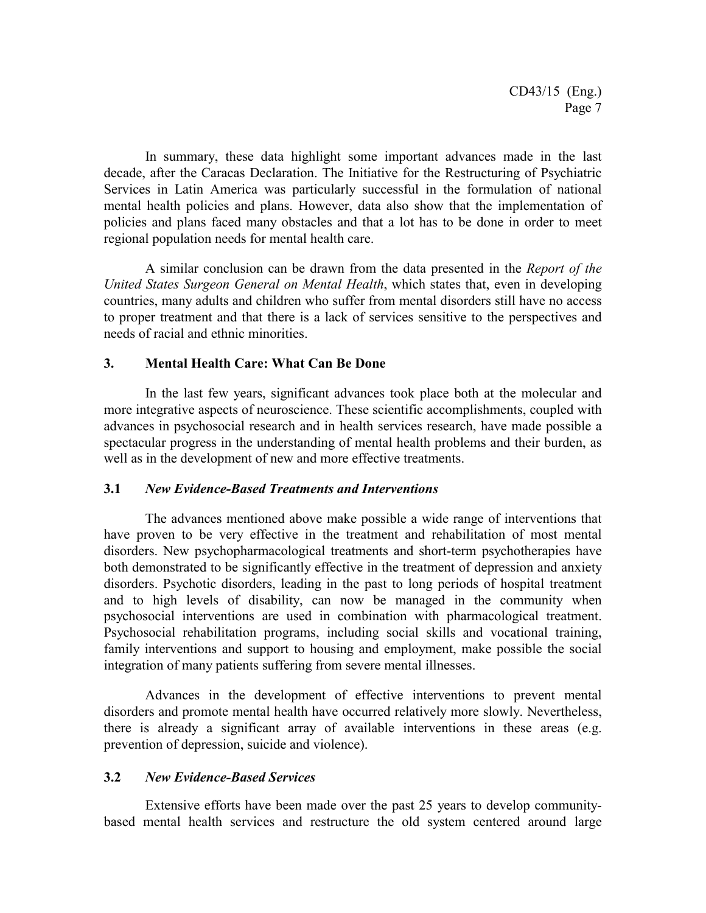In summary, these data highlight some important advances made in the last decade, after the Caracas Declaration. The Initiative for the Restructuring of Psychiatric Services in Latin America was particularly successful in the formulation of national mental health policies and plans. However, data also show that the implementation of policies and plans faced many obstacles and that a lot has to be done in order to meet regional population needs for mental health care.

A similar conclusion can be drawn from the data presented in the *Report of the United States Surgeon General on Mental Health*, which states that, even in developing countries, many adults and children who suffer from mental disorders still have no access to proper treatment and that there is a lack of services sensitive to the perspectives and needs of racial and ethnic minorities.

## 3. Mental Health Care: What Can Be Done

In the last few years, significant advances took place both at the molecular and more integrative aspects of neuroscience. These scientific accomplishments, coupled with advances in psychosocial research and in health services research, have made possible a spectacular progress in the understanding of mental health problems and their burden, as well as in the development of new and more effective treatments.

### 3.1 *New Evidence-Based Treatments and Interventions*

The advances mentioned above make possible a wide range of interventions that have proven to be very effective in the treatment and rehabilitation of most mental disorders. New psychopharmacological treatments and short-term psychotherapies have both demonstrated to be significantly effective in the treatment of depression and anxiety disorders. Psychotic disorders, leading in the past to long periods of hospital treatment and to high levels of disability, can now be managed in the community when psychosocial interventions are used in combination with pharmacological treatment. Psychosocial rehabilitation programs, including social skills and vocational training, family interventions and support to housing and employment, make possible the social integration of many patients suffering from severe mental illnesses.

Advances in the development of effective interventions to prevent mental disorders and promote mental health have occurred relatively more slowly. Nevertheless, there is already a significant array of available interventions in these areas (e.g. prevention of depression, suicide and violence).

### 3.2 *New Evidence-Based Services*

Extensive efforts have been made over the past 25 years to develop community-based mental health services and restructure the old system centered around large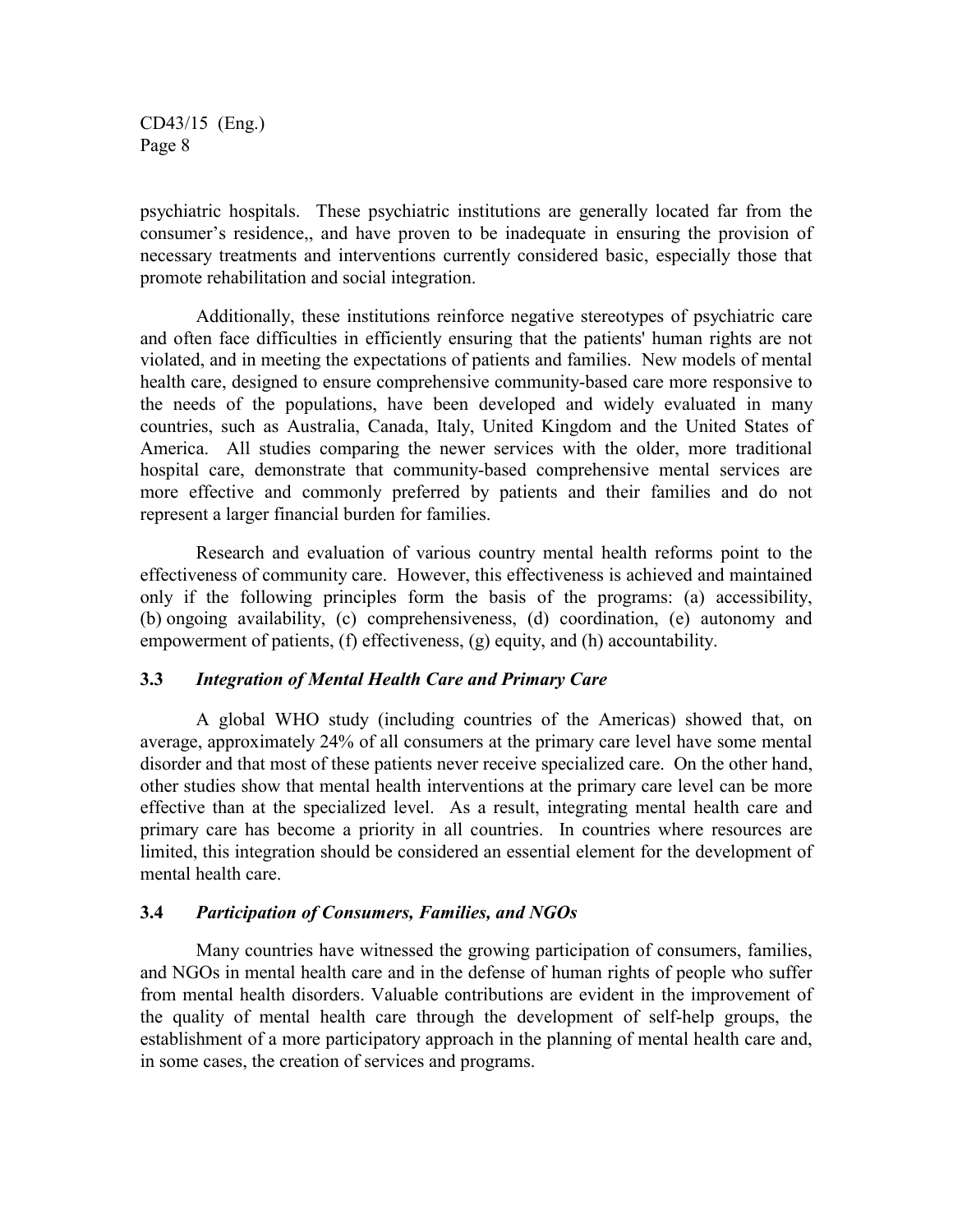psychiatric hospitals. These psychiatric institutions are generally located far from the consumer's residence,, and have proven to be inadequate in ensuring the provision of necessary treatments and interventions currently considered basic, especially those that promote rehabilitation and social integration.

Additionally, these institutions reinforce negative stereotypes of psychiatric care and often face difficulties in efficiently ensuring that the patients' human rights are not violated, and in meeting the expectations of patients and families. New models of mental health care, designed to ensure comprehensive community-based care more responsive to the needs of the populations, have been developed and widely evaluated in many countries, such as Australia, Canada, Italy, United Kingdom and the United States of America. All studies comparing the newer services with the older, more traditional hospital care, demonstrate that community-based comprehensive mental services are more effective and commonly preferred by patients and their families and do not represent a larger financial burden for families.

Research and evaluation of various country mental health reforms point to the effectiveness of community care. However, this effectiveness is achieved and maintained only if the following principles form the basis of the programs: (a) accessibility, (b) ongoing availability, (c) comprehensiveness, (d) coordination, (e) autonomy and empowerment of patients, (f) effectiveness, (g) equity, and (h) accountability.

### 3.3 *Integration of Mental Health Care and Primary Care*

A global WHO study (including countries of the Americas) showed that, on average, approximately 24% of all consumers at the primary care level have some mental disorder and that most of these patients never receive specialized care. On the other hand, other studies show that mental health interventions at the primary care level can be more effective than at the specialized level. As a result, integrating mental health care and primary care has become a priority in all countries. In countries where resources are limited, this integration should be considered an essential element for the development of mental health care.

### 3.4 *Participation of Consumers, Families, and NGOs*

Many countries have witnessed the growing participation of consumers, families, and NGOs in mental health care and in the defense of human rights of people who suffer from mental health disorders. Valuable contributions are evident in the improvement of the quality of mental health care through the development of self-help groups, the establishment of a more participatory approach in the planning of mental health care and, in some cases, the creation of services and programs.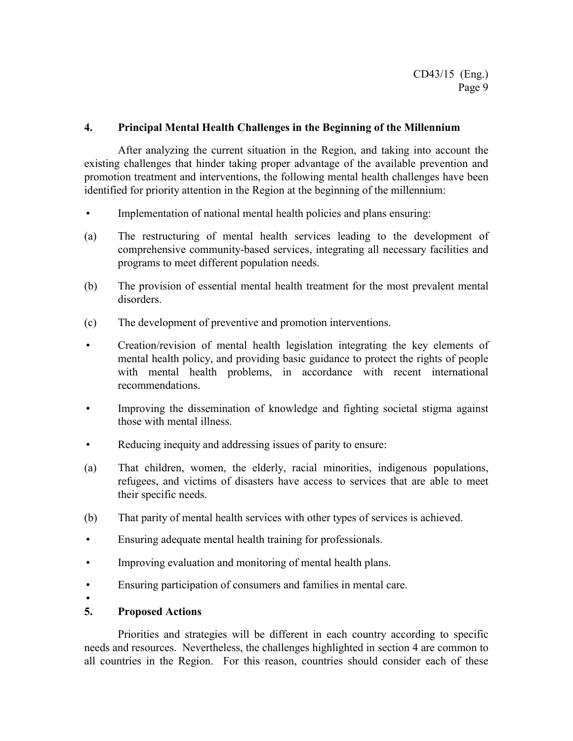## 4. Principal Mental Health Challenges in the Beginning of the Millennium

After analyzing the current situation in the Region, and taking into account the existing challenges that hinder taking proper advantage of the available prevention and promotion treatment and interventions, the following mental health challenges have been identified for priority attention in the Region at the beginning of the millennium:

- Implementation of national mental health policies and plans ensuring:

(a) The restructuring of mental health services leading to the development of comprehensive community-based services, integrating all necessary facilities and programs to meet different population needs.

(b) The provision of essential mental health treatment for the most prevalent mental disorders.

(c) The development of preventive and promotion interventions.

- Creation/revision of mental health legislation integrating the key elements of mental health policy, and providing basic guidance to protect the rights of people with mental health problems, in accordance with recent international recommendations.

- Improving the dissemination of knowledge and fighting societal stigma against those with mental illness.

- Reducing inequity and addressing issues of parity to ensure:

(a) That children, women, the elderly, racial minorities, indigenous populations, refugees, and victims of disasters have access to services that are able to meet their specific needs.

(b) That parity of mental health services with other types of services is achieved.

- Ensuring adequate mental health training for professionals.

- Improving evaluation and monitoring of mental health plans.

- Ensuring participation of consumers and families in mental care.

## 5. Proposed Actions

Priorities and strategies will be different in each country according to specific needs and resources. Nevertheless, the challenges highlighted in section 4 are common to all countries in the Region. For this reason, countries should consider each of these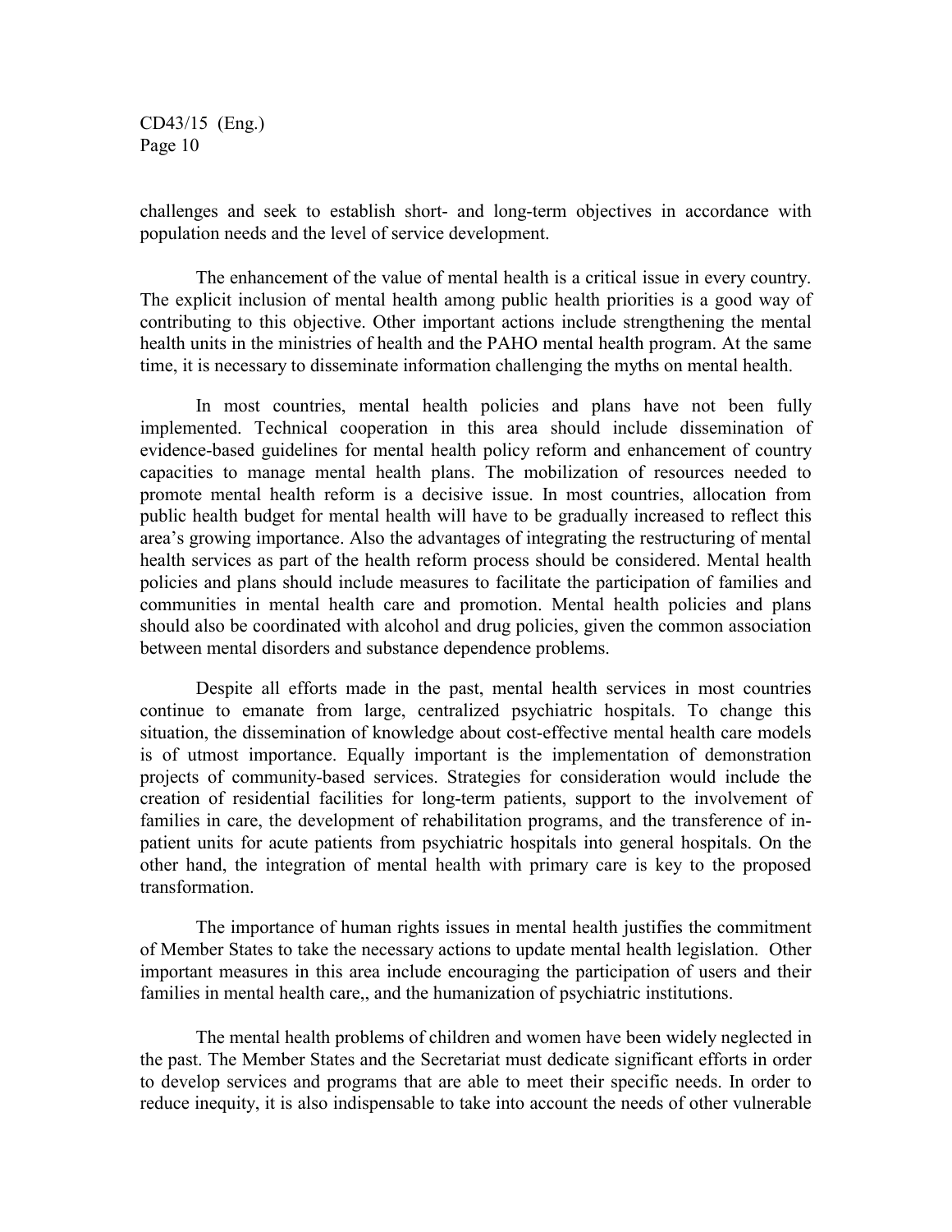challenges and seek to establish short- and long-term objectives in accordance with population needs and the level of service development.

The enhancement of the value of mental health is a critical issue in every country. The explicit inclusion of mental health among public health priorities is a good way of contributing to this objective. Other important actions include strengthening the mental health units in the ministries of health and the PAHO mental health program. At the same time, it is necessary to disseminate information challenging the myths on mental health.

In most countries, mental health policies and plans have not been fully implemented. Technical cooperation in this area should include dissemination of evidence-based guidelines for mental health policy reform and enhancement of country capacities to manage mental health plans. The mobilization of resources needed to promote mental health reform is a decisive issue. In most countries, allocation from public health budget for mental health will have to be gradually increased to reflect this area's growing importance. Also the advantages of integrating the restructuring of mental health services as part of the health reform process should be considered. Mental health policies and plans should include measures to facilitate the participation of families and communities in mental health care and promotion. Mental health policies and plans should also be coordinated with alcohol and drug policies, given the common association between mental disorders and substance dependence problems.

Despite all efforts made in the past, mental health services in most countries continue to emanate from large, centralized psychiatric hospitals. To change this situation, the dissemination of knowledge about cost-effective mental health care models is of utmost importance. Equally important is the implementation of demonstration projects of community-based services. Strategies for consideration would include the creation of residential facilities for long-term patients, support to the involvement of families in care, the development of rehabilitation programs, and the transference of in-patient units for acute patients from psychiatric hospitals into general hospitals. On the other hand, the integration of mental health with primary care is key to the proposed transformation.

The importance of human rights issues in mental health justifies the commitment of Member States to take the necessary actions to update mental health legislation. Other important measures in this area include encouraging the participation of users and their families in mental health care,, and the humanization of psychiatric institutions.

The mental health problems of children and women have been widely neglected in the past. The Member States and the Secretariat must dedicate significant efforts in order to develop services and programs that are able to meet their specific needs. In order to reduce inequity, it is also indispensable to take into account the needs of other vulnerable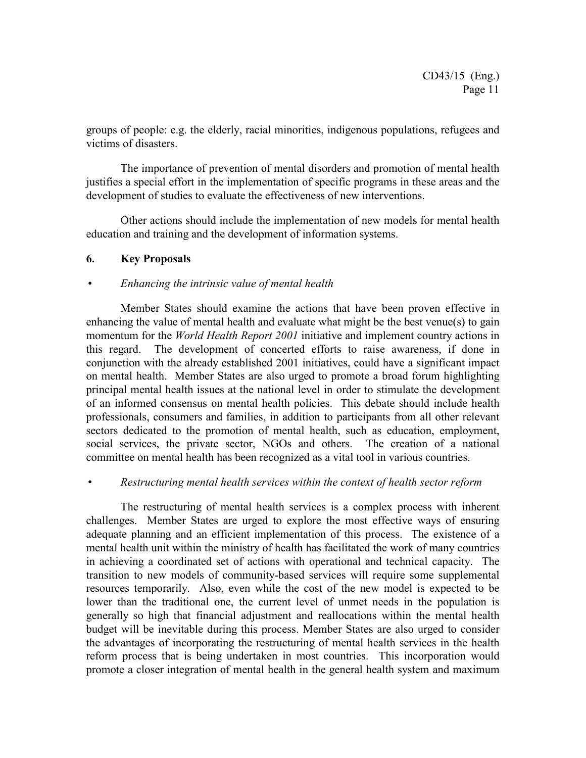groups of people: e.g. the elderly, racial minorities, indigenous populations, refugees and victims of disasters.

The importance of prevention of mental disorders and promotion of mental health justifies a special effort in the implementation of specific programs in these areas and the development of studies to evaluate the effectiveness of new interventions.

Other actions should include the implementation of new models for mental health education and training and the development of information systems.

## 6. Key Proposals

- *Enhancing the intrinsic value of mental health*

Member States should examine the actions that have been proven effective in enhancing the value of mental health and evaluate what might be the best venue(s) to gain momentum for the *World Health Report 2001* initiative and implement country actions in this regard. The development of concerted efforts to raise awareness, if done in conjunction with the already established 2001 initiatives, could have a significant impact on mental health. Member States are also urged to promote a broad forum highlighting principal mental health issues at the national level in order to stimulate the development of an informed consensus on mental health policies. This debate should include health professionals, consumers and families, in addition to participants from all other relevant sectors dedicated to the promotion of mental health, such as education, employment, social services, the private sector, NGOs and others. The creation of a national committee on mental health has been recognized as a vital tool in various countries.

- *Restructuring mental health services within the context of health sector reform*

The restructuring of mental health services is a complex process with inherent challenges. Member States are urged to explore the most effective ways of ensuring adequate planning and an efficient implementation of this process. The existence of a mental health unit within the ministry of health has facilitated the work of many countries in achieving a coordinated set of actions with operational and technical capacity. The transition to new models of community-based services will require some supplemental resources temporarily. Also, even while the cost of the new model is expected to be lower than the traditional one, the current level of unmet needs in the population is generally so high that financial adjustment and reallocations within the mental health budget will be inevitable during this process. Member States are also urged to consider the advantages of incorporating the restructuring of mental health services in the health reform process that is being undertaken in most countries. This incorporation would promote a closer integration of mental health in the general health system and maximum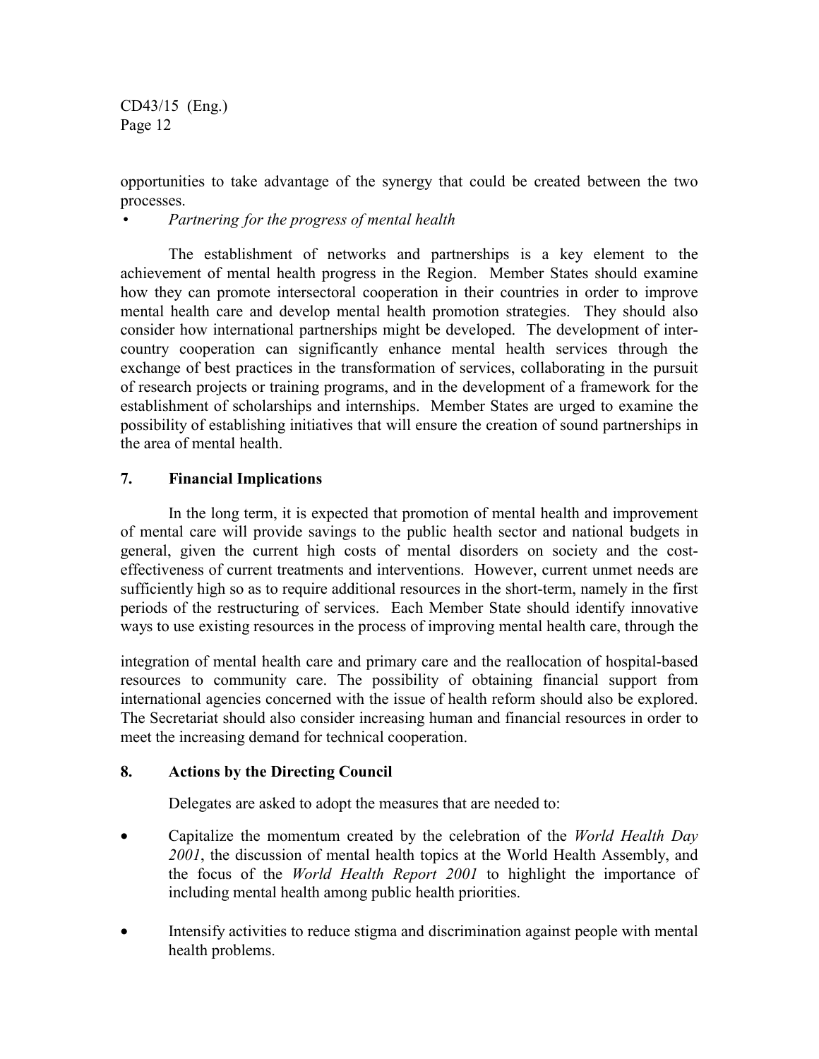opportunities to take advantage of the synergy that could be created between the two processes.

- *Partnering for the progress of mental health*

The establishment of networks and partnerships is a key element to the achievement of mental health progress in the Region. Member States should examine how they can promote intersectoral cooperation in their countries in order to improve mental health care and develop mental health promotion strategies. They should also consider how international partnerships might be developed. The development of inter-country cooperation can significantly enhance mental health services through the exchange of best practices in the transformation of services, collaborating in the pursuit of research projects or training programs, and in the development of a framework for the establishment of scholarships and internships. Member States are urged to examine the possibility of establishing initiatives that will ensure the creation of sound partnerships in the area of mental health.

## 7. Financial Implications

In the long term, it is expected that promotion of mental health and improvement of mental care will provide savings to the public health sector and national budgets in general, given the current high costs of mental disorders on society and the cost-effectiveness of current treatments and interventions. However, current unmet needs are sufficiently high so as to require additional resources in the short-term, namely in the first periods of the restructuring of services. Each Member State should identify innovative ways to use existing resources in the process of improving mental health care, through the integration of mental health care and primary care and the reallocation of hospital-based resources to community care. The possibility of obtaining financial support from international agencies concerned with the issue of health reform should also be explored. The Secretariat should also consider increasing human and financial resources in order to meet the increasing demand for technical cooperation.

## 8. Actions by the Directing Council

Delegates are asked to adopt the measures that are needed to:

- Capitalize the momentum created by the celebration of the *World Health Day 2001*, the discussion of mental health topics at the World Health Assembly, and the focus of the *World Health Report 2001* to highlight the importance of including mental health among public health priorities.
- Intensify activities to reduce stigma and discrimination against people with mental health problems.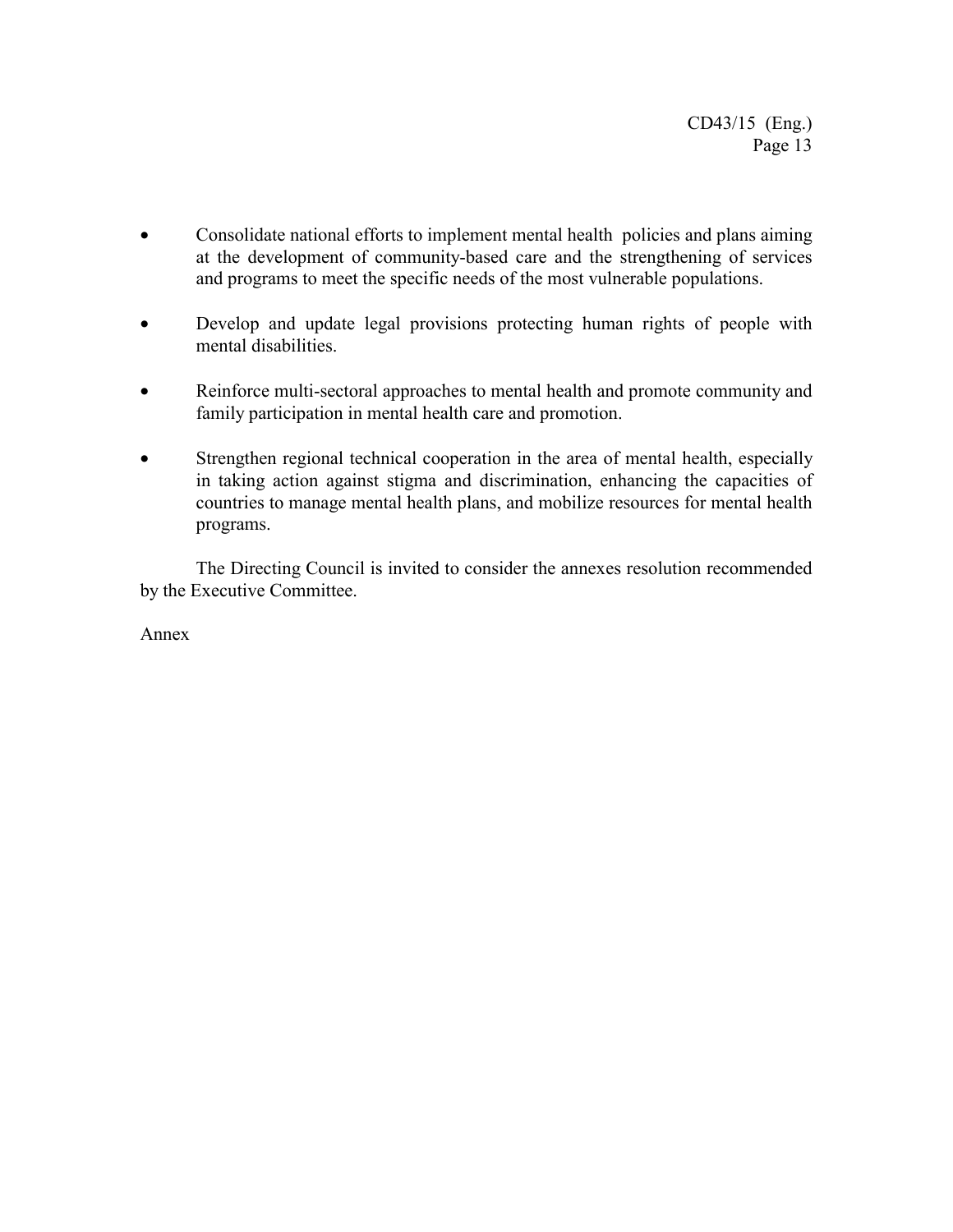- Consolidate national efforts to implement mental health policies and plans aiming at the development of community-based care and the strengthening of services and programs to meet the specific needs of the most vulnerable populations.

- Develop and update legal provisions protecting human rights of people with mental disabilities.

- Reinforce multi-sectoral approaches to mental health and promote community and family participation in mental health care and promotion.

- Strengthen regional technical cooperation in the area of mental health, especially in taking action against stigma and discrimination, enhancing the capacities of countries to manage mental health plans, and mobilize resources for mental health programs.

The Directing Council is invited to consider the annexes resolution recommended by the Executive Committee.

Annex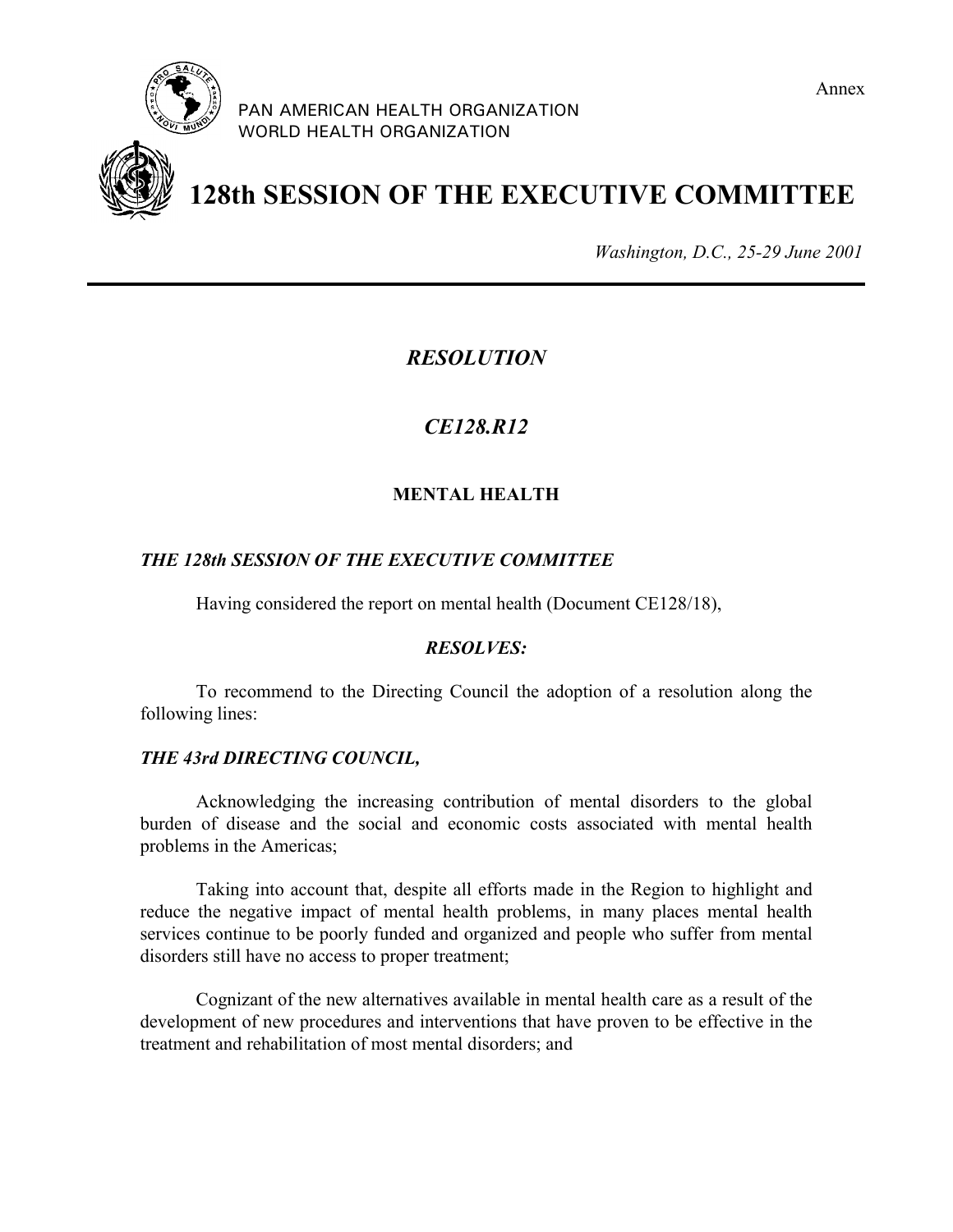Annex

PAN AMERICAN HEALTH ORGANIZATION
WORLD HEALTH ORGANIZATION

# 128th SESSION OF THE EXECUTIVE COMMITTEE

*Washington, D.C., 25-29 June 2001*

## *RESOLUTION*

## *CE128.R12*

### MENTAL HEALTH

***THE 128th SESSION OF THE EXECUTIVE COMMITTEE***

Having considered the report on mental health (Document CE128/18),

***RESOLVES:***

To recommend to the Directing Council the adoption of a resolution along the following lines:

***THE 43rd DIRECTING COUNCIL,***

Acknowledging the increasing contribution of mental disorders to the global burden of disease and the social and economic costs associated with mental health problems in the Americas;

Taking into account that, despite all efforts made in the Region to highlight and reduce the negative impact of mental health problems, in many places mental health services continue to be poorly funded and organized and people who suffer from mental disorders still have no access to proper treatment;

Cognizant of the new alternatives available in mental health care as a result of the development of new procedures and interventions that have proven to be effective in the treatment and rehabilitation of most mental disorders; and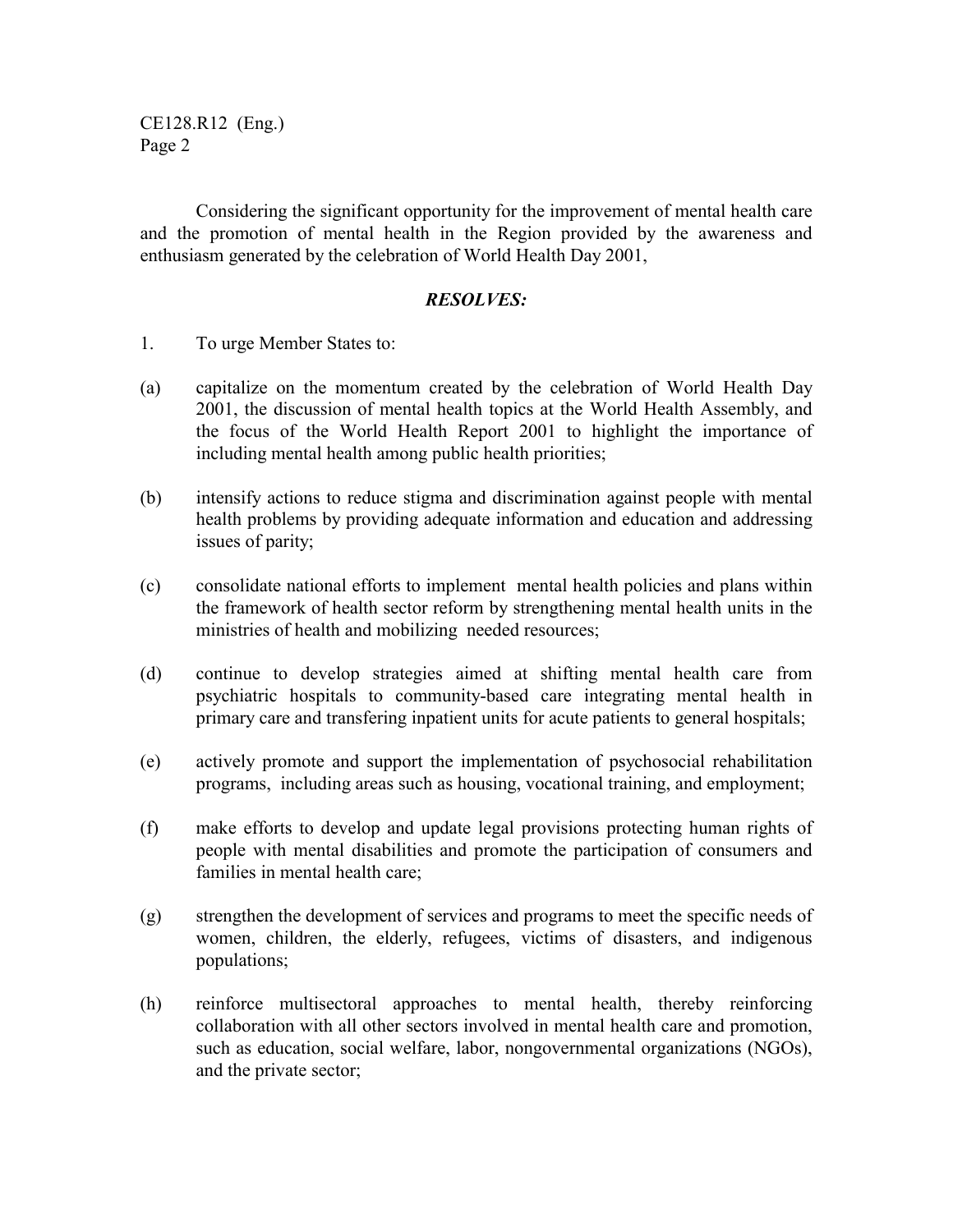Considering the significant opportunity for the improvement of mental health care and the promotion of mental health in the Region provided by the awareness and enthusiasm generated by the celebration of World Health Day 2001,

***RESOLVES:***

1. To urge Member States to:

(a) capitalize on the momentum created by the celebration of World Health Day 2001, the discussion of mental health topics at the World Health Assembly, and the focus of the World Health Report 2001 to highlight the importance of including mental health among public health priorities;

(b) intensify actions to reduce stigma and discrimination against people with mental health problems by providing adequate information and education and addressing issues of parity;

(c) consolidate national efforts to implement mental health policies and plans within the framework of health sector reform by strengthening mental health units in the ministries of health and mobilizing needed resources;

(d) continue to develop strategies aimed at shifting mental health care from psychiatric hospitals to community-based care integrating mental health in primary care and transfering inpatient units for acute patients to general hospitals;

(e) actively promote and support the implementation of psychosocial rehabilitation programs, including areas such as housing, vocational training, and employment;

(f) make efforts to develop and update legal provisions protecting human rights of people with mental disabilities and promote the participation of consumers and families in mental health care;

(g) strengthen the development of services and programs to meet the specific needs of women, children, the elderly, refugees, victims of disasters, and indigenous populations;

(h) reinforce multisectoral approaches to mental health, thereby reinforcing collaboration with all other sectors involved in mental health care and promotion, such as education, social welfare, labor, nongovernmental organizations (NGOs), and the private sector;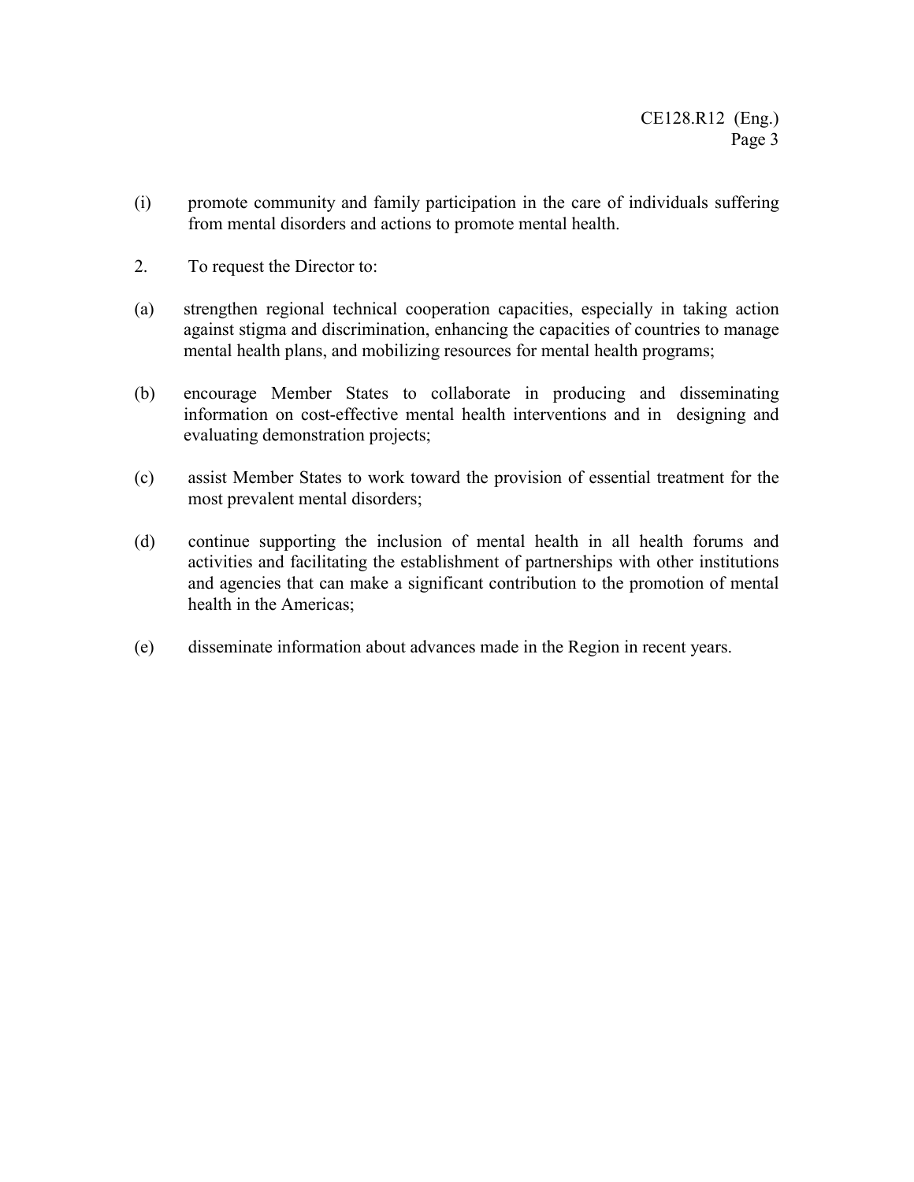(i) promote community and family participation in the care of individuals suffering from mental disorders and actions to promote mental health.

2. To request the Director to:

(a) strengthen regional technical cooperation capacities, especially in taking action against stigma and discrimination, enhancing the capacities of countries to manage mental health plans, and mobilizing resources for mental health programs;

(b) encourage Member States to collaborate in producing and disseminating information on cost-effective mental health interventions and in designing and evaluating demonstration projects;

(c) assist Member States to work toward the provision of essential treatment for the most prevalent mental disorders;

(d) continue supporting the inclusion of mental health in all health forums and activities and facilitating the establishment of partnerships with other institutions and agencies that can make a significant contribution to the promotion of mental health in the Americas;

(e) disseminate information about advances made in the Region in recent years.